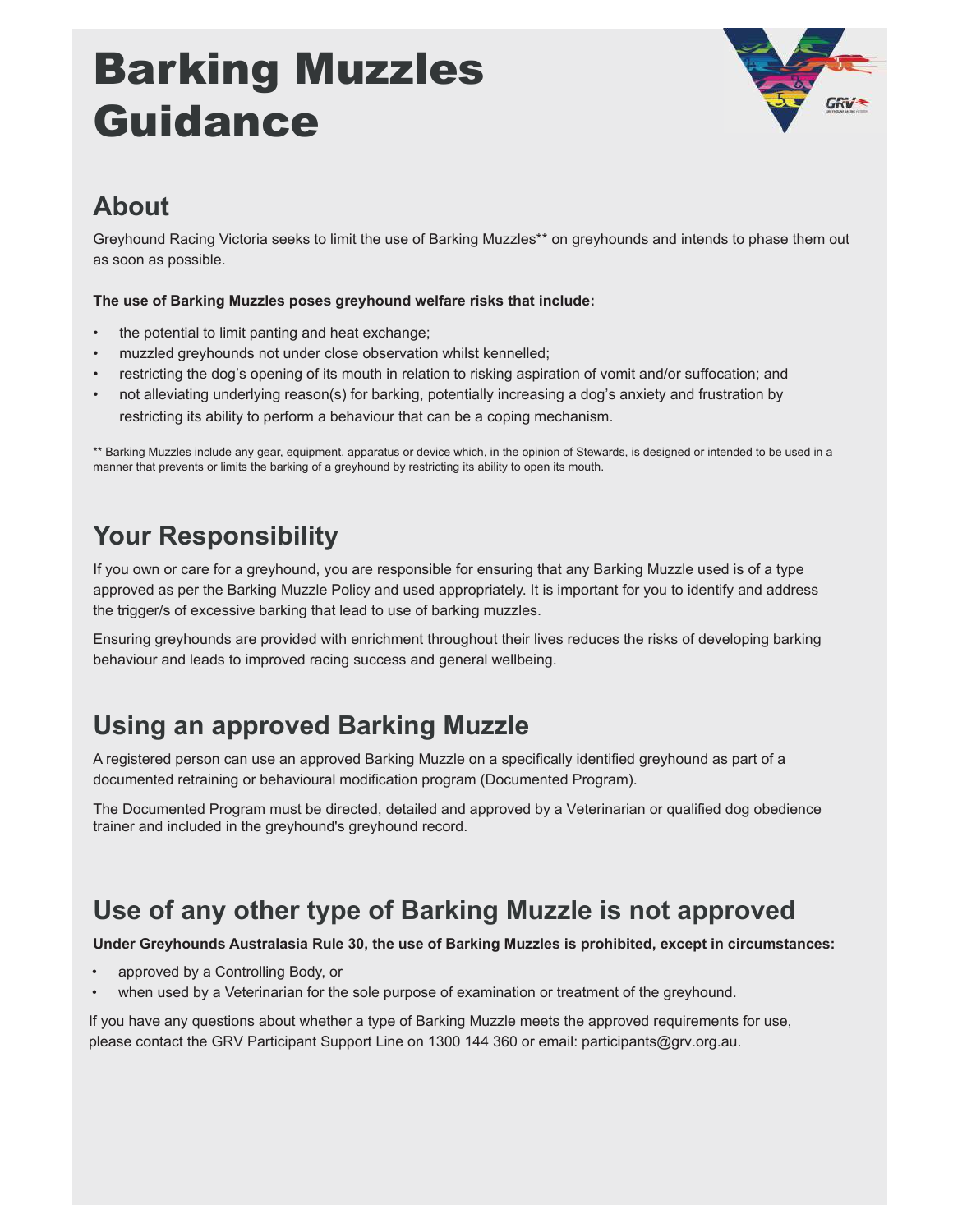# Barking Muzzles Guidance

## About

Greyhound Racing Victoria seeks to limit the use of Barking Muzzles** on greyhounds and intends to phase them out as soon as possible.

**The use of Barking Muzzles poses greyhound welfare risks that include:**

- the potential to limit panting and heat exchange;
- muzzled greyhounds not under close observation whilst kennelled;
- restricting the dog's opening of its mouth in relation to risking aspiration of vomit and/or suffocation; and
- not alleviating underlying reason(s) for barking, potentially increasing a dog's anxiety and frustration by restricting its ability to perform a behaviour that can be a coping mechanism.

** Barking Muzzles include any gear, equipment, apparatus or device which, in the opinion of Stewards, is designed or intended to be used in a manner that prevents or limits the barking of a greyhound by restricting its ability to open its mouth.

## Your Responsibility

If you own or care for a greyhound, you are responsible for ensuring that any Barking Muzzle used is of a type approved as per the Barking Muzzle Policy and used appropriately. It is important for you to identify and address the trigger/s of excessive barking that lead to use of barking muzzles.

Ensuring greyhounds are provided with enrichment throughout their lives reduces the risks of developing barking behaviour and leads to improved racing success and general wellbeing.

## Using an approved Barking Muzzle

A registered person can use an approved Barking Muzzle on a specifically identified greyhound as part of a documented retraining or behavioural modification program (Documented Program).

The Documented Program must be directed, detailed and approved by a Veterinarian or qualified dog obedience trainer and included in the greyhound's greyhound record.

## Use of any other type of Barking Muzzle is not approved

**Under Greyhounds Australasia Rule 30, the use of Barking Muzzles is prohibited, except in circumstances:**

- approved by a Controlling Body, or
- when used by a Veterinarian for the sole purpose of examination or treatment of the greyhound.

If you have any questions about whether a type of Barking Muzzle meets the approved requirements for use, please contact the GRV Participant Support Line on 1300 144 360 or email: participants@grv.org.au.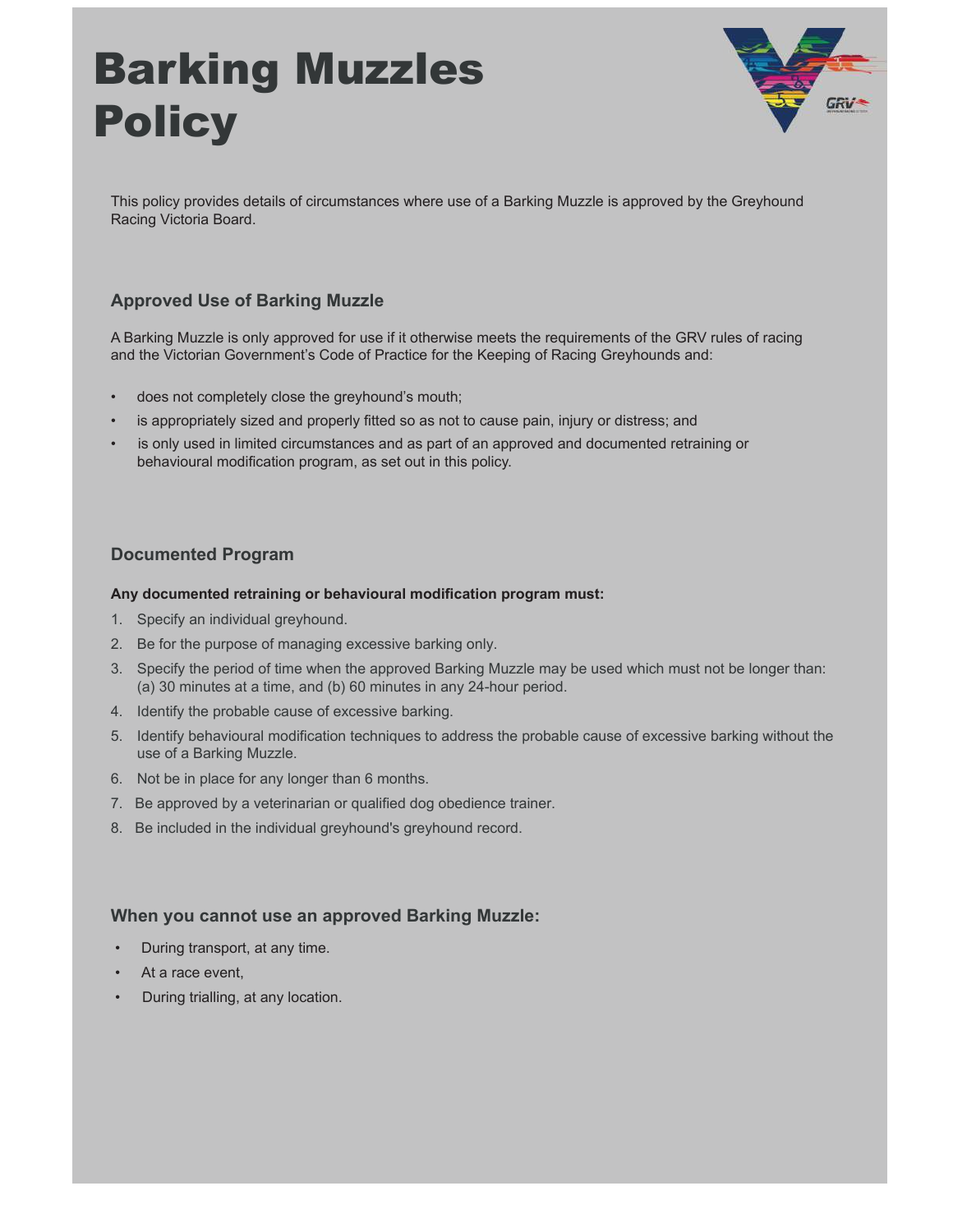# Barking Muzzles Policy

This policy provides details of circumstances where use of a Barking Muzzle is approved by the Greyhound Racing Victoria Board.

### Approved Use of Barking Muzzle

A Barking Muzzle is only approved for use if it otherwise meets the requirements of the GRV rules of racing and the Victorian Government's Code of Practice for the Keeping of Racing Greyhounds and:

- does not completely close the greyhound's mouth;
- is appropriately sized and properly fitted so as not to cause pain, injury or distress; and
- is only used in limited circumstances and as part of an approved and documented retraining or behavioural modification program, as set out in this policy.

### Documented Program

**Any documented retraining or behavioural modification program must:**

1. Specify an individual greyhound.
2. Be for the purpose of managing excessive barking only.
3. Specify the period of time when the approved Barking Muzzle may be used which must not be longer than: (a) 30 minutes at a time, and (b) 60 minutes in any 24-hour period.
4. Identify the probable cause of excessive barking.
5. Identify behavioural modification techniques to address the probable cause of excessive barking without the use of a Barking Muzzle.
6. Not be in place for any longer than 6 months.
7. Be approved by a veterinarian or qualified dog obedience trainer.
8. Be included in the individual greyhound's greyhound record.

### When you cannot use an approved Barking Muzzle:

- During transport, at any time.
- At a race event,
- During trialling, at any location.